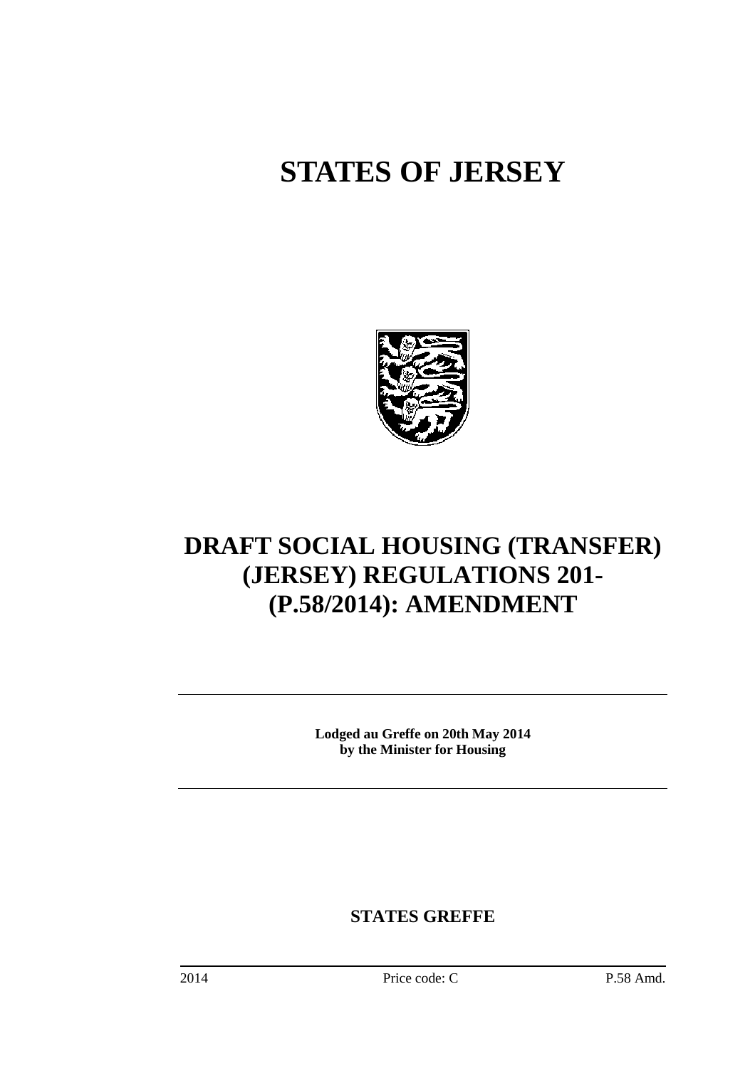# STATES OF JERSEY

# DRAFT SOCIAL HOUSING (TRANSFER) (JERSEY) REGULATIONS 201- (P.58/2014): AMENDMENT

---

**Lodged au Greffe on 20th May 2014**
**by the Minister for Housing**

---

**STATES GREFFE**

2014 Price code: C P.58 Amd.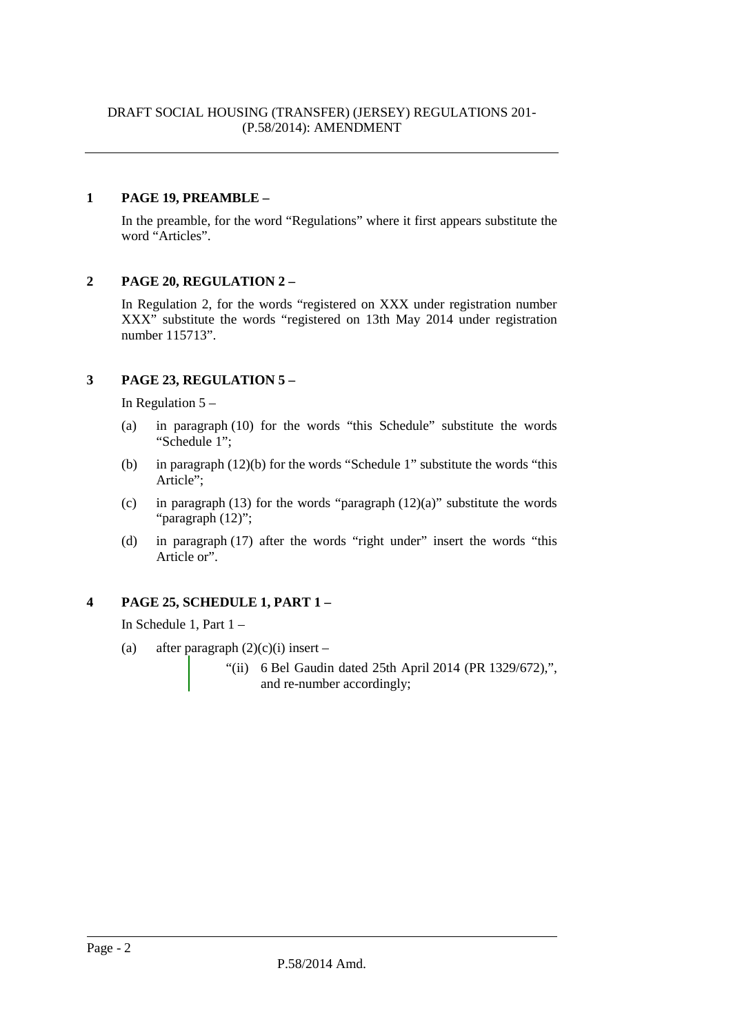DRAFT SOCIAL HOUSING (TRANSFER) (JERSEY) REGULATIONS 201- (P.58/2014): AMENDMENT

---

**1 PAGE 19, PREAMBLE –**

In the preamble, for the word "Regulations" where it first appears substitute the word "Articles".

**2 PAGE 20, REGULATION 2 –**

In Regulation 2, for the words "registered on XXX under registration number XXX" substitute the words "registered on 13th May 2014 under registration number 115713".

**3 PAGE 23, REGULATION 5 –**

In Regulation 5 –

(a) in paragraph (10) for the words "this Schedule" substitute the words "Schedule 1";

(b) in paragraph (12)(b) for the words "Schedule 1" substitute the words "this Article";

(c) in paragraph (13) for the words "paragraph (12)(a)" substitute the words "paragraph (12)";

(d) in paragraph (17) after the words "right under" insert the words "this Article or".

**4 PAGE 25, SCHEDULE 1, PART 1 –**

In Schedule 1, Part 1 –

(a) after paragraph (2)(c)(i) insert –

"(ii) 6 Bel Gaudin dated 25th April 2014 (PR 1329/672),", and re-number accordingly;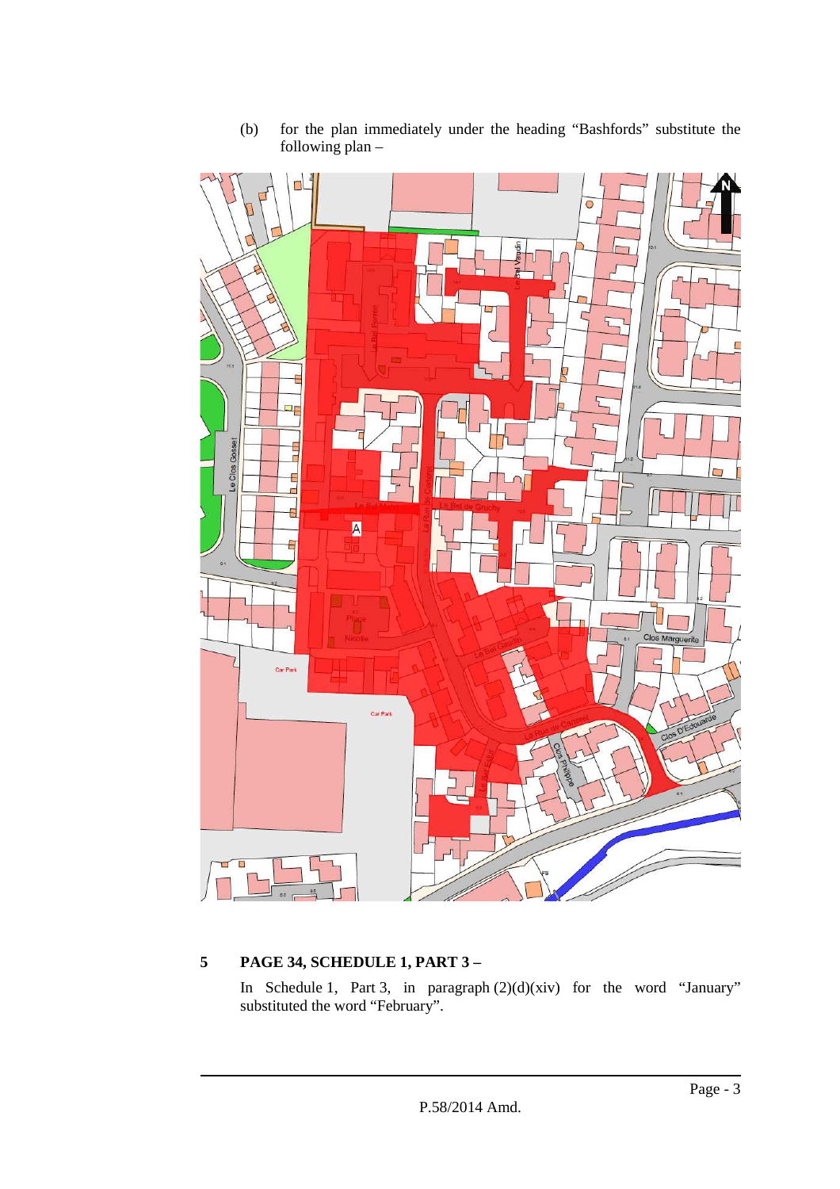(b) for the plan immediately under the heading "Bashfords" substitute the following plan –

## 5 PAGE 34, SCHEDULE 1, PART 3 –

In Schedule 1, Part 3, in paragraph (2)(d)(xiv) for the word "January" substituted the word "February".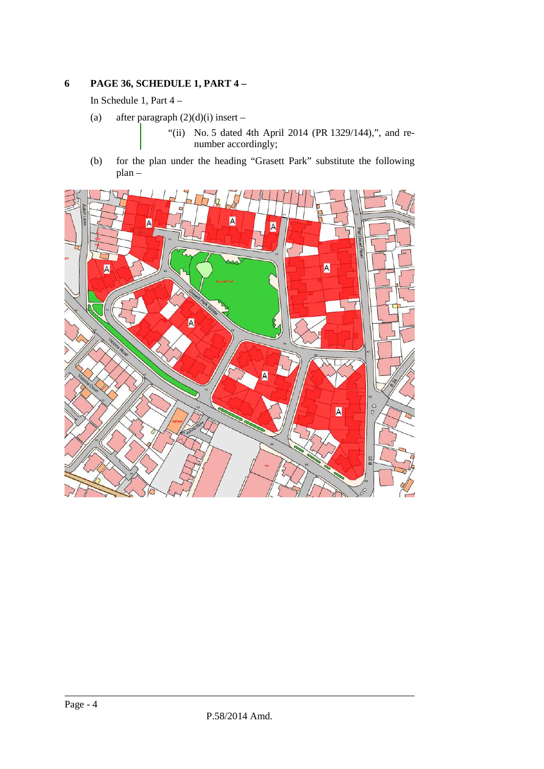**6 PAGE 36, SCHEDULE 1, PART 4 –**

In Schedule 1, Part 4 –

(a) after paragraph (2)(d)(i) insert –

> "(ii) No. 5 dated 4th April 2014 (PR 1329/144),", and re-number accordingly;

(b) for the plan under the heading "Grasett Park" substitute the following plan –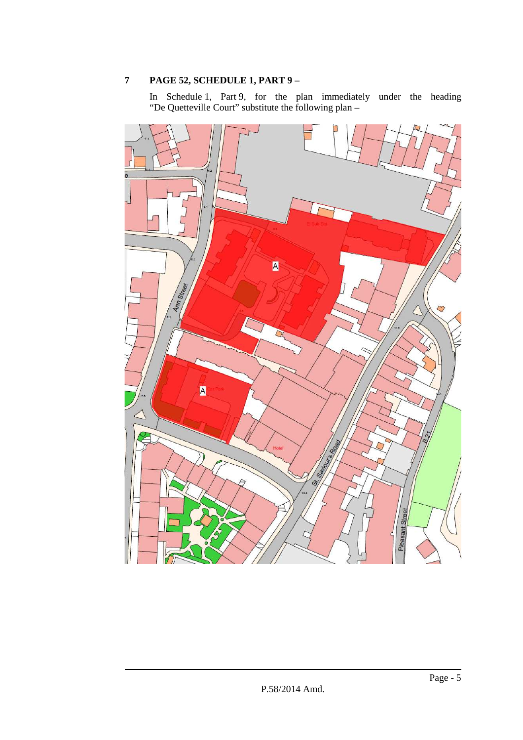## 7 PAGE 52, SCHEDULE 1, PART 9 –

In Schedule 1, Part 9, for the plan immediately under the heading "De Quetteville Court" substitute the following plan –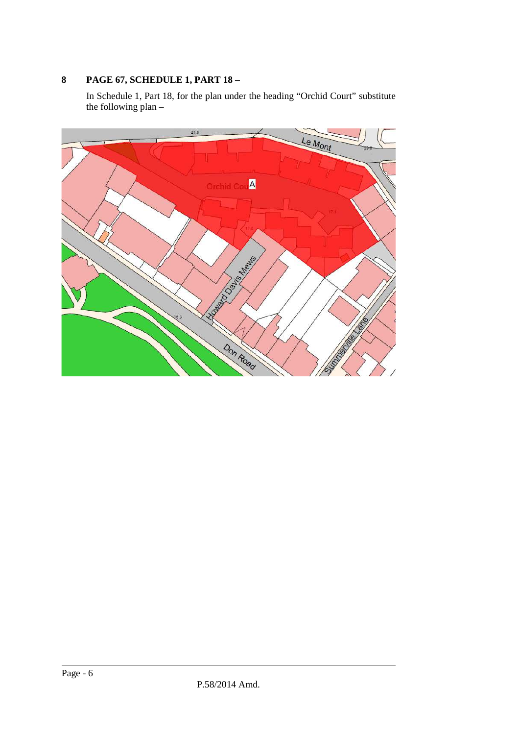**8 PAGE 67, SCHEDULE 1, PART 18 –**

In Schedule 1, Part 18, for the plan under the heading "Orchid Court" substitute the following plan –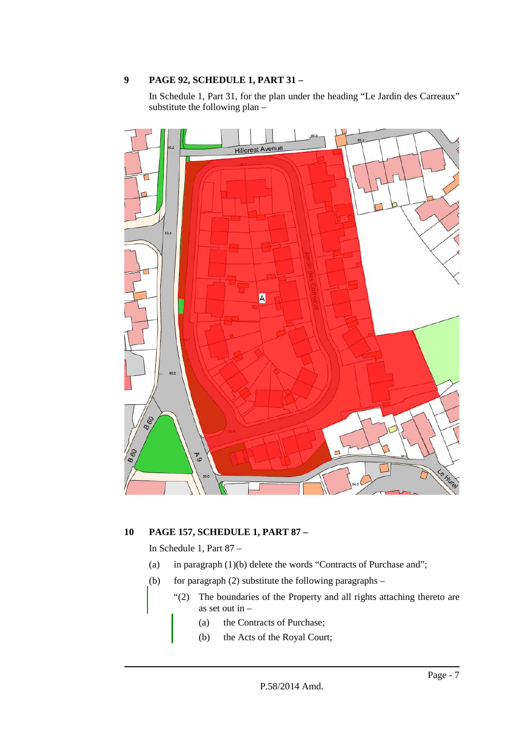## 9 PAGE 92, SCHEDULE 1, PART 31 –

In Schedule 1, Part 31, for the plan under the heading "Le Jardin des Carreaux" substitute the following plan –

## 10 PAGE 157, SCHEDULE 1, PART 87 –

In Schedule 1, Part 87 –

(a) in paragraph (1)(b) delete the words "Contracts of Purchase and";

(b) for paragraph (2) substitute the following paragraphs –

"(2) The boundaries of the Property and all rights attaching thereto are as set out in –

(a) the Contracts of Purchase;

(b) the Acts of the Royal Court;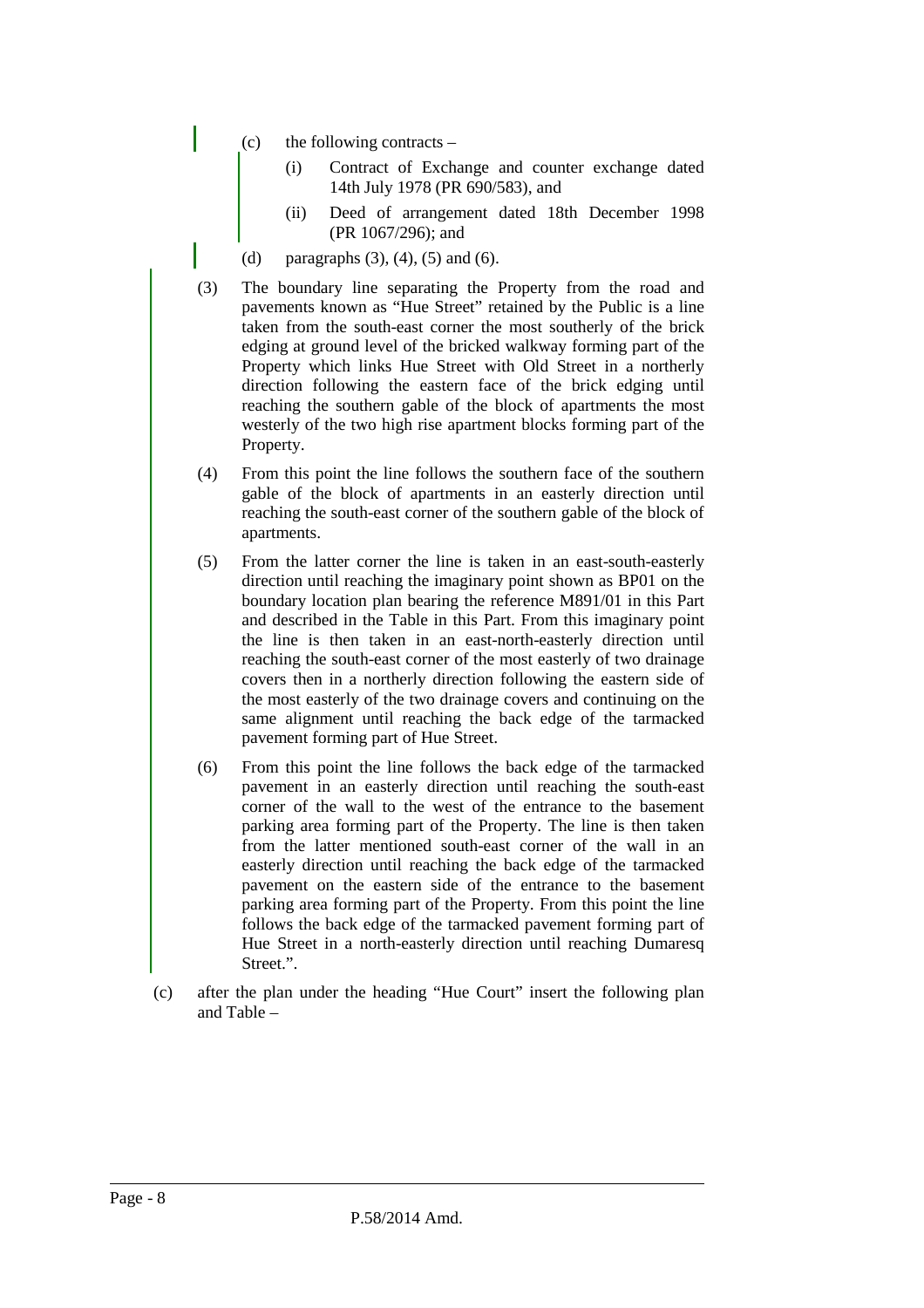(c) the following contracts –

(i) Contract of Exchange and counter exchange dated 14th July 1978 (PR 690/583), and

(ii) Deed of arrangement dated 18th December 1998 (PR 1067/296); and

(d) paragraphs (3), (4), (5) and (6).

(3) The boundary line separating the Property from the road and pavements known as "Hue Street" retained by the Public is a line taken from the south-east corner the most southerly of the brick edging at ground level of the bricked walkway forming part of the Property which links Hue Street with Old Street in a northerly direction following the eastern face of the brick edging until reaching the southern gable of the block of apartments the most westerly of the two high rise apartment blocks forming part of the Property.

(4) From this point the line follows the southern face of the southern gable of the block of apartments in an easterly direction until reaching the south-east corner of the southern gable of the block of apartments.

(5) From the latter corner the line is taken in an east-south-easterly direction until reaching the imaginary point shown as BP01 on the boundary location plan bearing the reference M891/01 in this Part and described in the Table in this Part. From this imaginary point the line is then taken in an east-north-easterly direction until reaching the south-east corner of the most easterly of two drainage covers then in a northerly direction following the eastern side of the most easterly of the two drainage covers and continuing on the same alignment until reaching the back edge of the tarmacked pavement forming part of Hue Street.

(6) From this point the line follows the back edge of the tarmacked pavement in an easterly direction until reaching the south-east corner of the wall to the west of the entrance to the basement parking area forming part of the Property. The line is then taken from the latter mentioned south-east corner of the wall in an easterly direction until reaching the back edge of the tarmacked pavement on the eastern side of the entrance to the basement parking area forming part of the Property. From this point the line follows the back edge of the tarmacked pavement forming part of Hue Street in a north-easterly direction until reaching Dumaresq Street.".

(c) after the plan under the heading "Hue Court" insert the following plan and Table –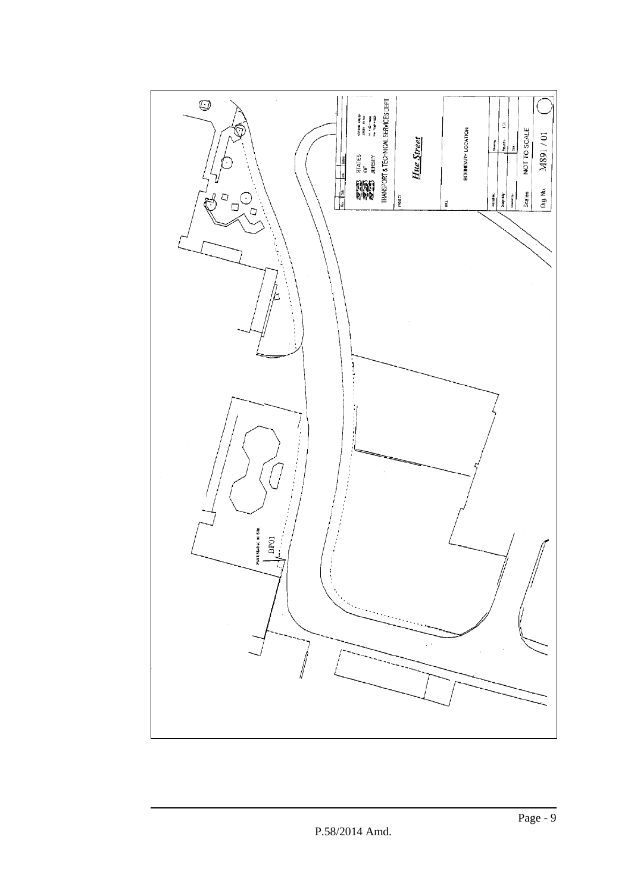STATES OF JERSEY

TRANSPORT & TECHNICAL SERVICES DEPT

PROJECT

***Hue Street***

TITLE

BOUNDARY LOCATION

Scales NOT TO SCALE

Drg. No. M891 / 01

Point Marked on Site

BP01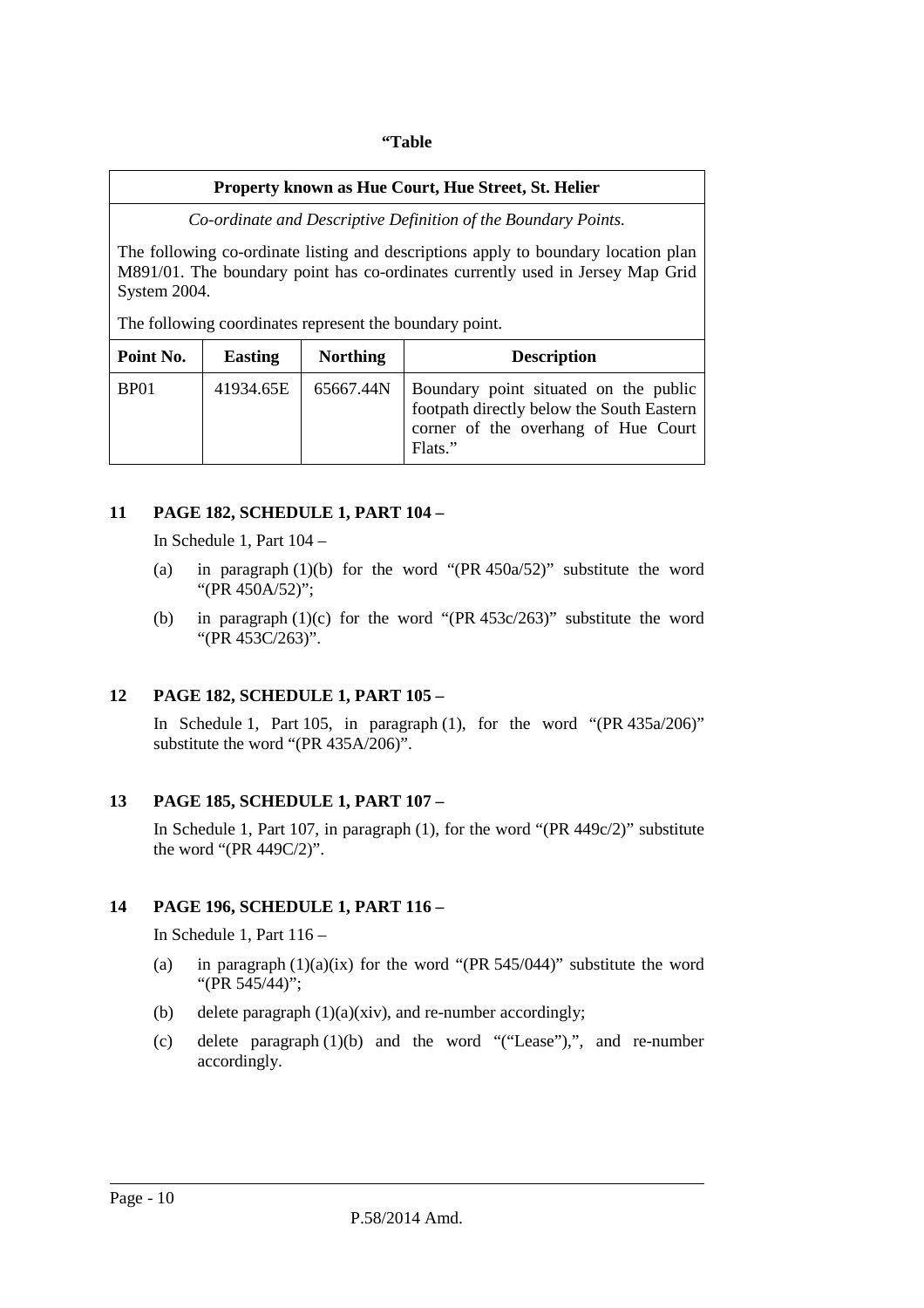**"Table**

| Property known as Hue Court, Hue Street, St. Helier | | | |
|---|---|---|---|
| *Co-ordinate and Descriptive Definition of the Boundary Points.* | | | |
| The following co-ordinate listing and descriptions apply to boundary location plan M891/01. The boundary point has co-ordinates currently used in Jersey Map Grid System 2004. The following coordinates represent the boundary point. | | | |
| **Point No.** | **Easting** | **Northing** | **Description** |
| BP01 | 41934.65E | 65667.44N | Boundary point situated on the public footpath directly below the South Eastern corner of the overhang of Hue Court Flats." |

**11 PAGE 182, SCHEDULE 1, PART 104 –**

In Schedule 1, Part 104 –

(a) in paragraph (1)(b) for the word "(PR 450a/52)" substitute the word "(PR 450A/52)";

(b) in paragraph (1)(c) for the word "(PR 453c/263)" substitute the word "(PR 453C/263)".

**12 PAGE 182, SCHEDULE 1, PART 105 –**

In Schedule 1, Part 105, in paragraph (1), for the word "(PR 435a/206)" substitute the word "(PR 435A/206)".

**13 PAGE 185, SCHEDULE 1, PART 107 –**

In Schedule 1, Part 107, in paragraph (1), for the word "(PR 449c/2)" substitute the word "(PR 449C/2)".

**14 PAGE 196, SCHEDULE 1, PART 116 –**

In Schedule 1, Part 116 –

(a) in paragraph (1)(a)(ix) for the word "(PR 545/044)" substitute the word "(PR 545/44)";

(b) delete paragraph (1)(a)(xiv), and re-number accordingly;

(c) delete paragraph (1)(b) and the word "("Lease"),", and re-number accordingly.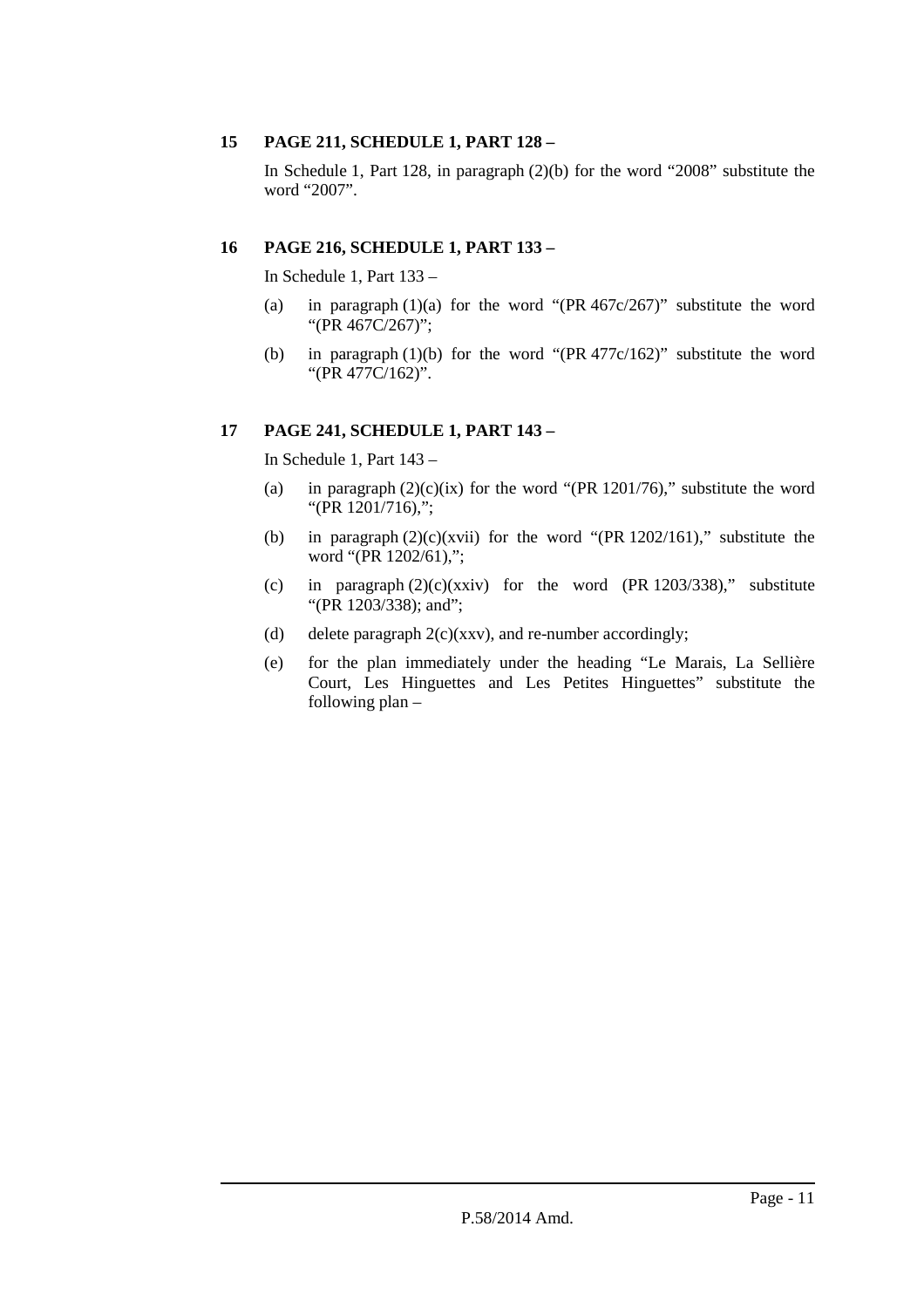**15 PAGE 211, SCHEDULE 1, PART 128 –**

In Schedule 1, Part 128, in paragraph (2)(b) for the word “2008” substitute the word “2007”.

**16 PAGE 216, SCHEDULE 1, PART 133 –**

In Schedule 1, Part 133 –

(a) in paragraph (1)(a) for the word “(PR 467c/267)” substitute the word “(PR 467C/267)”;

(b) in paragraph (1)(b) for the word “(PR 477c/162)” substitute the word “(PR 477C/162)”.

**17 PAGE 241, SCHEDULE 1, PART 143 –**

In Schedule 1, Part 143 –

(a) in paragraph (2)(c)(ix) for the word “(PR 1201/76),” substitute the word “(PR 1201/716),”;

(b) in paragraph (2)(c)(xvii) for the word “(PR 1202/161),” substitute the word “(PR 1202/61),”;

(c) in paragraph (2)(c)(xxiv) for the word (PR 1203/338),” substitute “(PR 1203/338); and”;

(d) delete paragraph 2(c)(xxv), and re-number accordingly;

(e) for the plan immediately under the heading “Le Marais, La Sellière Court, Les Hinguettes and Les Petites Hinguettes” substitute the following plan –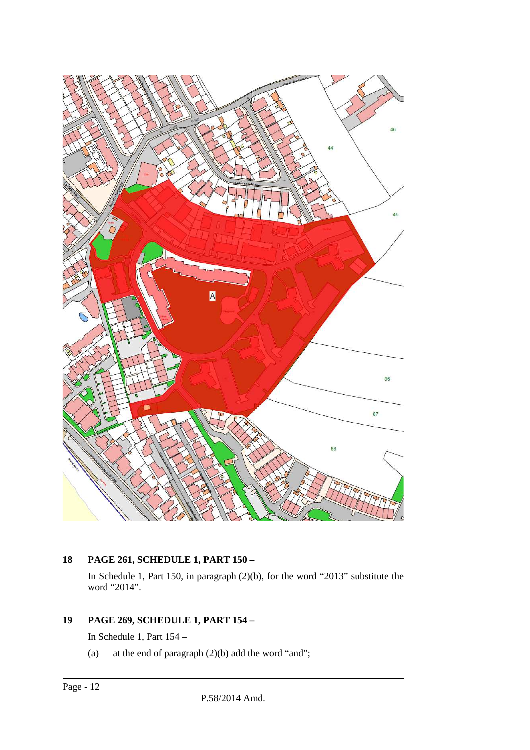**18 PAGE 261, SCHEDULE 1, PART 150 –**

In Schedule 1, Part 150, in paragraph (2)(b), for the word "2013" substitute the word "2014".

**19 PAGE 269, SCHEDULE 1, PART 154 –**

In Schedule 1, Part 154 –

(a) at the end of paragraph (2)(b) add the word "and";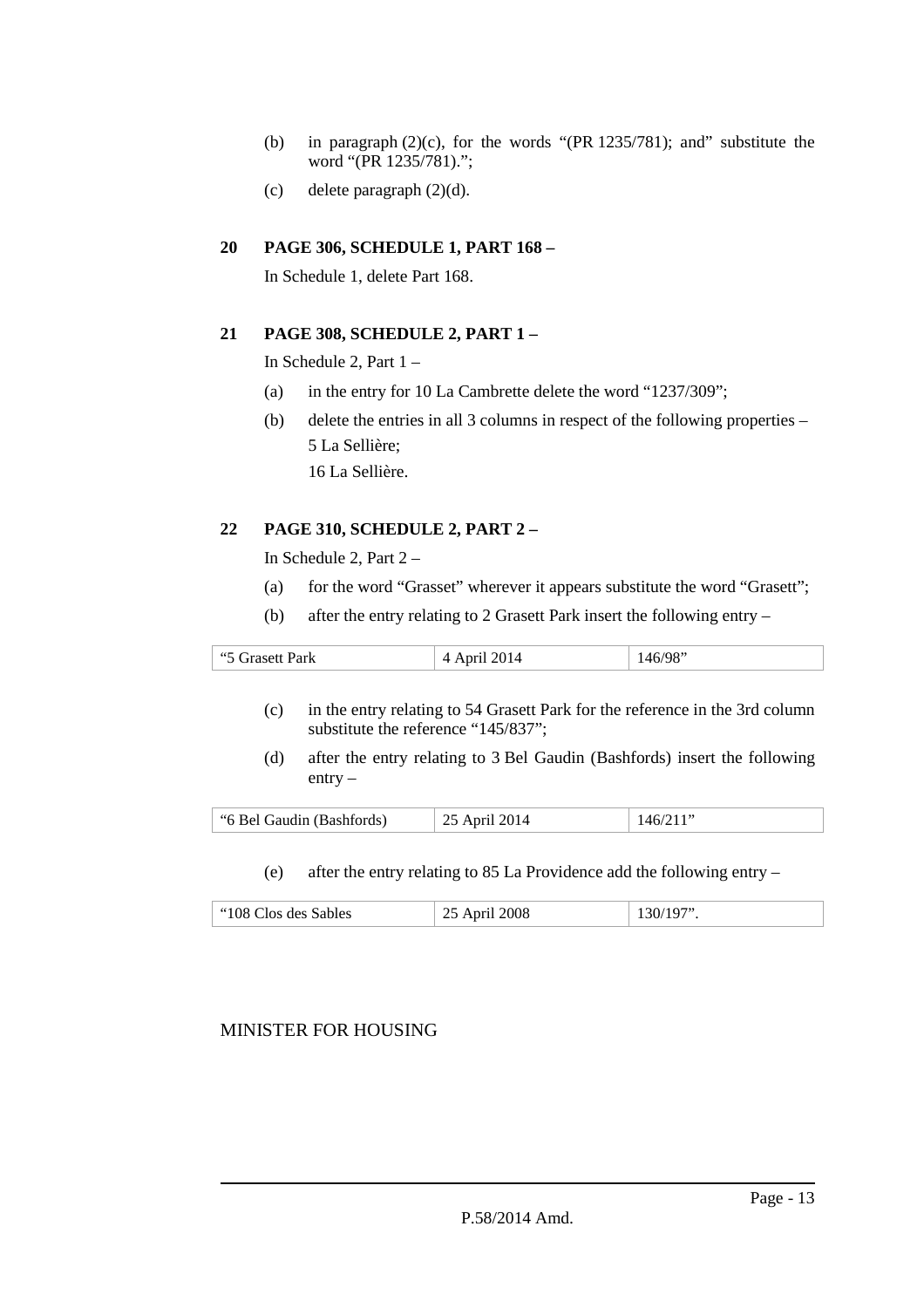(b) in paragraph (2)(c), for the words "(PR 1235/781); and" substitute the word "(PR 1235/781).";

(c) delete paragraph (2)(d).

**20 PAGE 306, SCHEDULE 1, PART 168 –**

In Schedule 1, delete Part 168.

**21 PAGE 308, SCHEDULE 2, PART 1 –**

In Schedule 2, Part 1 –

(a) in the entry for 10 La Cambrette delete the word "1237/309";

(b) delete the entries in all 3 columns in respect of the following properties –
5 La Sellière;
16 La Sellière.

**22 PAGE 310, SCHEDULE 2, PART 2 –**

In Schedule 2, Part 2 –

(a) for the word "Grasset" wherever it appears substitute the word "Grasett";

(b) after the entry relating to 2 Grasett Park insert the following entry –

| "5 Grasett Park | 4 April 2014 | 146/98" |
|---|---|---|

(c) in the entry relating to 54 Grasett Park for the reference in the 3rd column substitute the reference "145/837";

(d) after the entry relating to 3 Bel Gaudin (Bashfords) insert the following entry –

| "6 Bel Gaudin (Bashfords) | 25 April 2014 | 146/211" |
|---|---|---|

(e) after the entry relating to 85 La Providence add the following entry –

| "108 Clos des Sables | 25 April 2008 | 130/197". |
|---|---|---|

MINISTER FOR HOUSING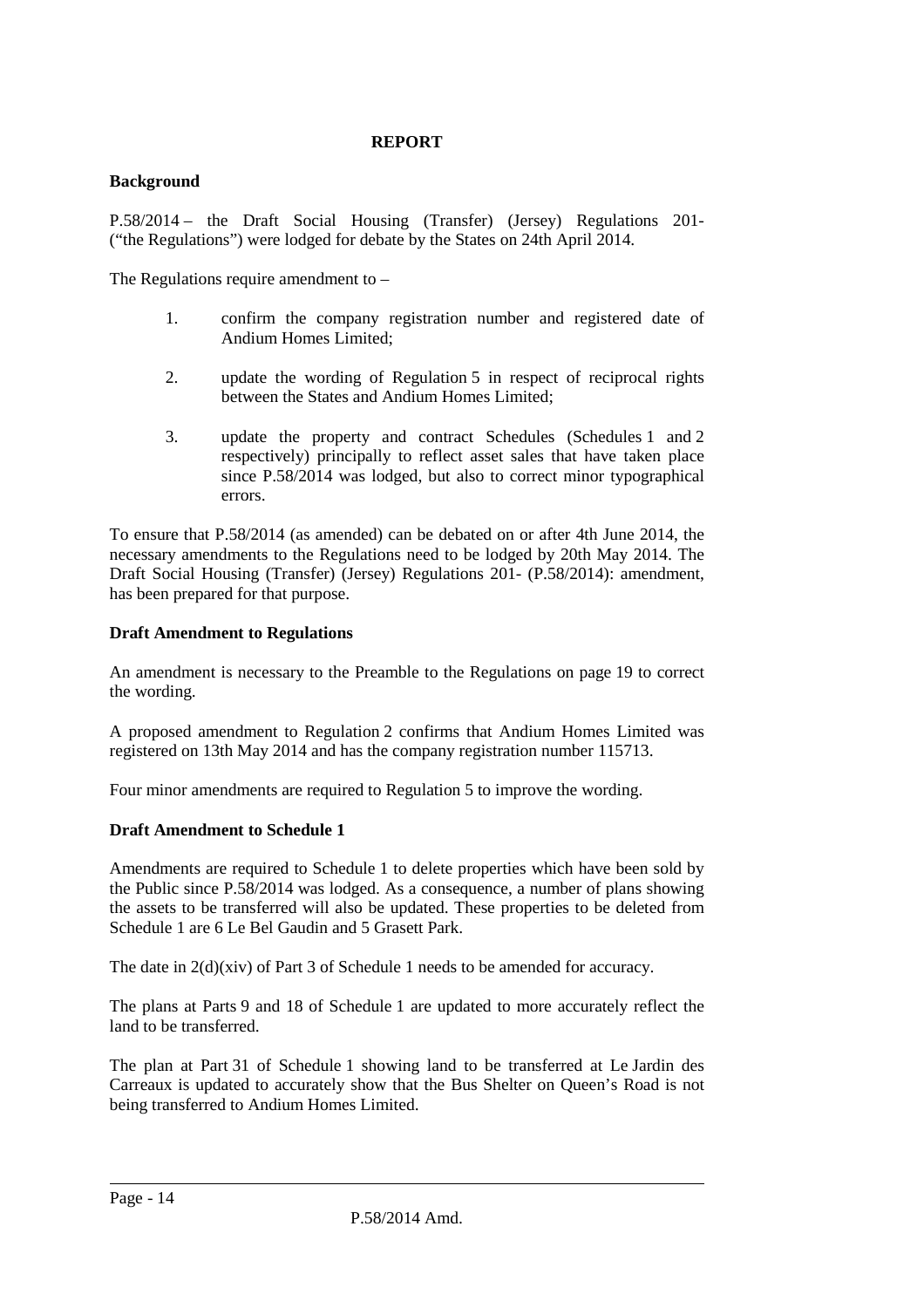**REPORT**

**Background**

P.58/2014 – the Draft Social Housing (Transfer) (Jersey) Regulations 201- ("the Regulations") were lodged for debate by the States on 24th April 2014.

The Regulations require amendment to –

1. confirm the company registration number and registered date of Andium Homes Limited;

2. update the wording of Regulation 5 in respect of reciprocal rights between the States and Andium Homes Limited;

3. update the property and contract Schedules (Schedules 1 and 2 respectively) principally to reflect asset sales that have taken place since P.58/2014 was lodged, but also to correct minor typographical errors.

To ensure that P.58/2014 (as amended) can be debated on or after 4th June 2014, the necessary amendments to the Regulations need to be lodged by 20th May 2014. The Draft Social Housing (Transfer) (Jersey) Regulations 201- (P.58/2014): amendment, has been prepared for that purpose.

**Draft Amendment to Regulations**

An amendment is necessary to the Preamble to the Regulations on page 19 to correct the wording.

A proposed amendment to Regulation 2 confirms that Andium Homes Limited was registered on 13th May 2014 and has the company registration number 115713.

Four minor amendments are required to Regulation 5 to improve the wording.

**Draft Amendment to Schedule 1**

Amendments are required to Schedule 1 to delete properties which have been sold by the Public since P.58/2014 was lodged. As a consequence, a number of plans showing the assets to be transferred will also be updated. These properties to be deleted from Schedule 1 are 6 Le Bel Gaudin and 5 Grasett Park.

The date in 2(d)(xiv) of Part 3 of Schedule 1 needs to be amended for accuracy.

The plans at Parts 9 and 18 of Schedule 1 are updated to more accurately reflect the land to be transferred.

The plan at Part 31 of Schedule 1 showing land to be transferred at Le Jardin des Carreaux is updated to accurately show that the Bus Shelter on Queen's Road is not being transferred to Andium Homes Limited.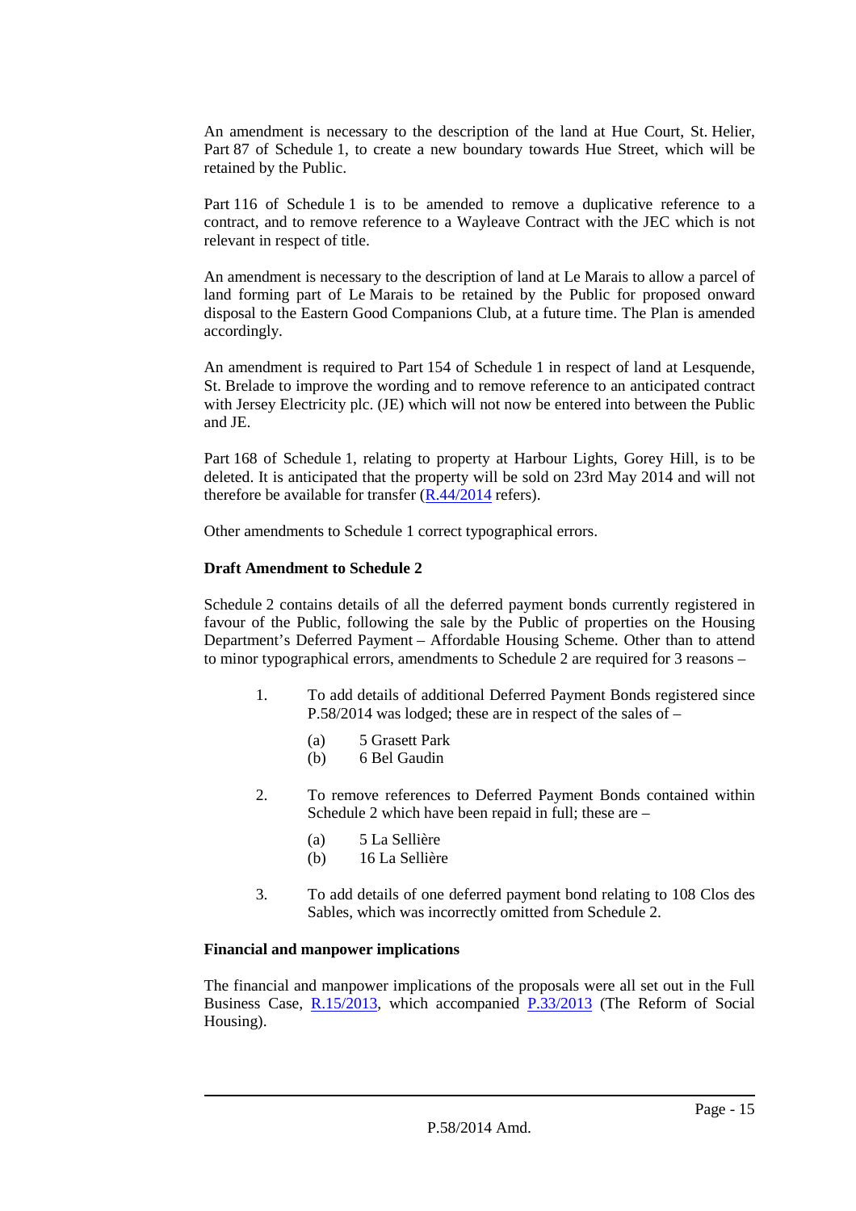An amendment is necessary to the description of the land at Hue Court, St. Helier, Part 87 of Schedule 1, to create a new boundary towards Hue Street, which will be retained by the Public.

Part 116 of Schedule 1 is to be amended to remove a duplicative reference to a contract, and to remove reference to a Wayleave Contract with the JEC which is not relevant in respect of title.

An amendment is necessary to the description of land at Le Marais to allow a parcel of land forming part of Le Marais to be retained by the Public for proposed onward disposal to the Eastern Good Companions Club, at a future time. The Plan is amended accordingly.

An amendment is required to Part 154 of Schedule 1 in respect of land at Lesquende, St. Brelade to improve the wording and to remove reference to an anticipated contract with Jersey Electricity plc. (JE) which will not now be entered into between the Public and JE.

Part 168 of Schedule 1, relating to property at Harbour Lights, Gorey Hill, is to be deleted. It is anticipated that the property will be sold on 23rd May 2014 and will not therefore be available for transfer (R.44/2014 refers).

Other amendments to Schedule 1 correct typographical errors.

**Draft Amendment to Schedule 2**

Schedule 2 contains details of all the deferred payment bonds currently registered in favour of the Public, following the sale by the Public of properties on the Housing Department's Deferred Payment – Affordable Housing Scheme. Other than to attend to minor typographical errors, amendments to Schedule 2 are required for 3 reasons –

1. To add details of additional Deferred Payment Bonds registered since P.58/2014 was lodged; these are in respect of the sales of –
   - (a) 5 Grasett Park
   - (b) 6 Bel Gaudin

2. To remove references to Deferred Payment Bonds contained within Schedule 2 which have been repaid in full; these are –
   - (a) 5 La Sellière
   - (b) 16 La Sellière

3. To add details of one deferred payment bond relating to 108 Clos des Sables, which was incorrectly omitted from Schedule 2.

**Financial and manpower implications**

The financial and manpower implications of the proposals were all set out in the Full Business Case, R.15/2013, which accompanied P.33/2013 (The Reform of Social Housing).